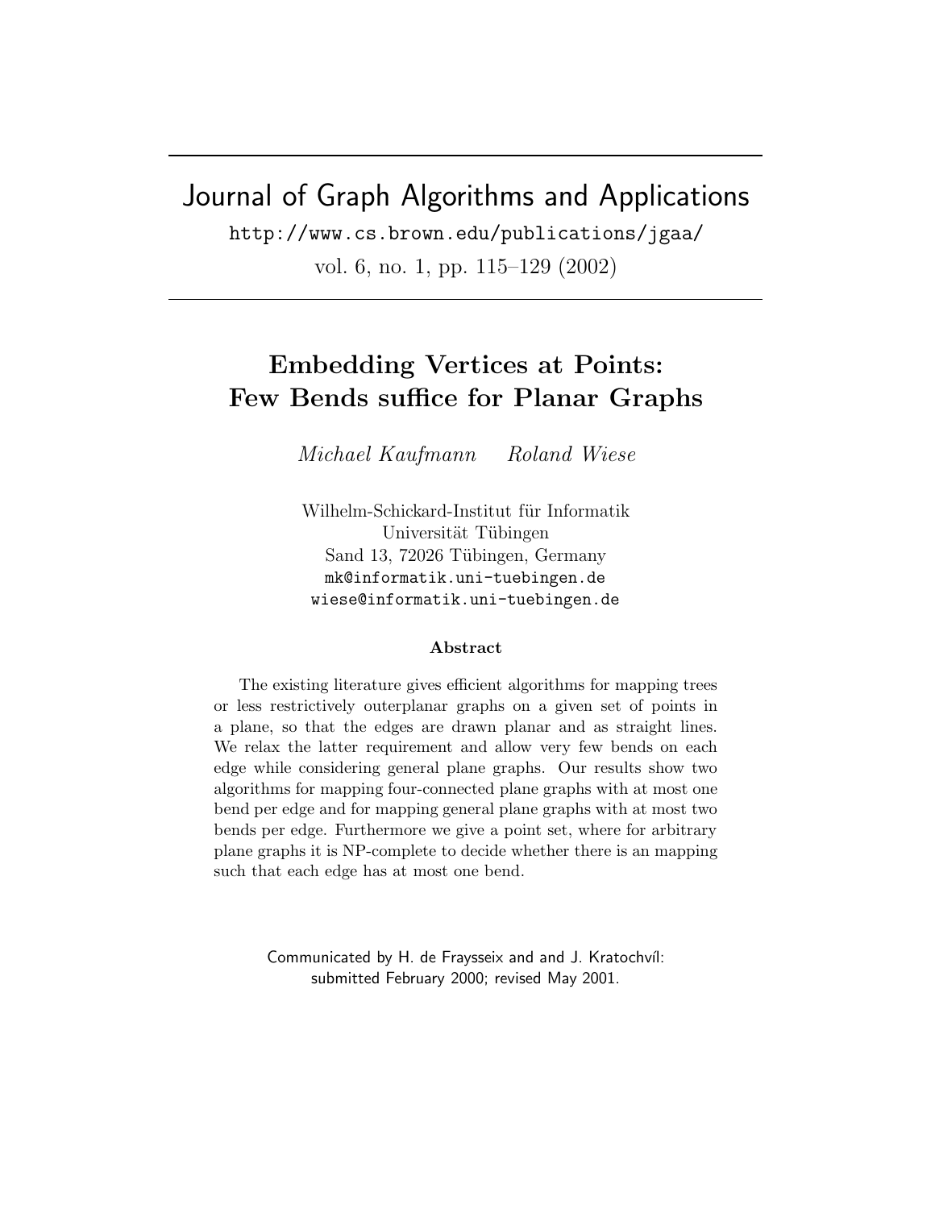# Journal of Graph Algorithms and Applications

http://www.cs.brown.edu/publications/jgaa/

vol. 6, no. 1, pp. 115–129 (2002)

## Embedding Vertices at Points: Few Bends suffice for Planar Graphs

*Michael Kaufmann*    *Roland Wiese*

Wilhelm-Schickard-Institut für Informatik
Universität Tübingen
Sand 13, 72026 Tübingen, Germany
mk@informatik.uni-tuebingen.de
wiese@informatik.uni-tuebingen.de

### Abstract

The existing literature gives efficient algorithms for mapping trees or less restrictively outerplanar graphs on a given set of points in a plane, so that the edges are drawn planar and as straight lines. We relax the latter requirement and allow very few bends on each edge while considering general plane graphs. Our results show two algorithms for mapping four-connected plane graphs with at most one bend per edge and for mapping general plane graphs with at most two bends per edge. Furthermore we give a point set, where for arbitrary plane graphs it is NP-complete to decide whether there is an mapping such that each edge has at most one bend.

Communicated by H. de Fraysseix and and J. Kratochvíl: submitted February 2000; revised May 2001.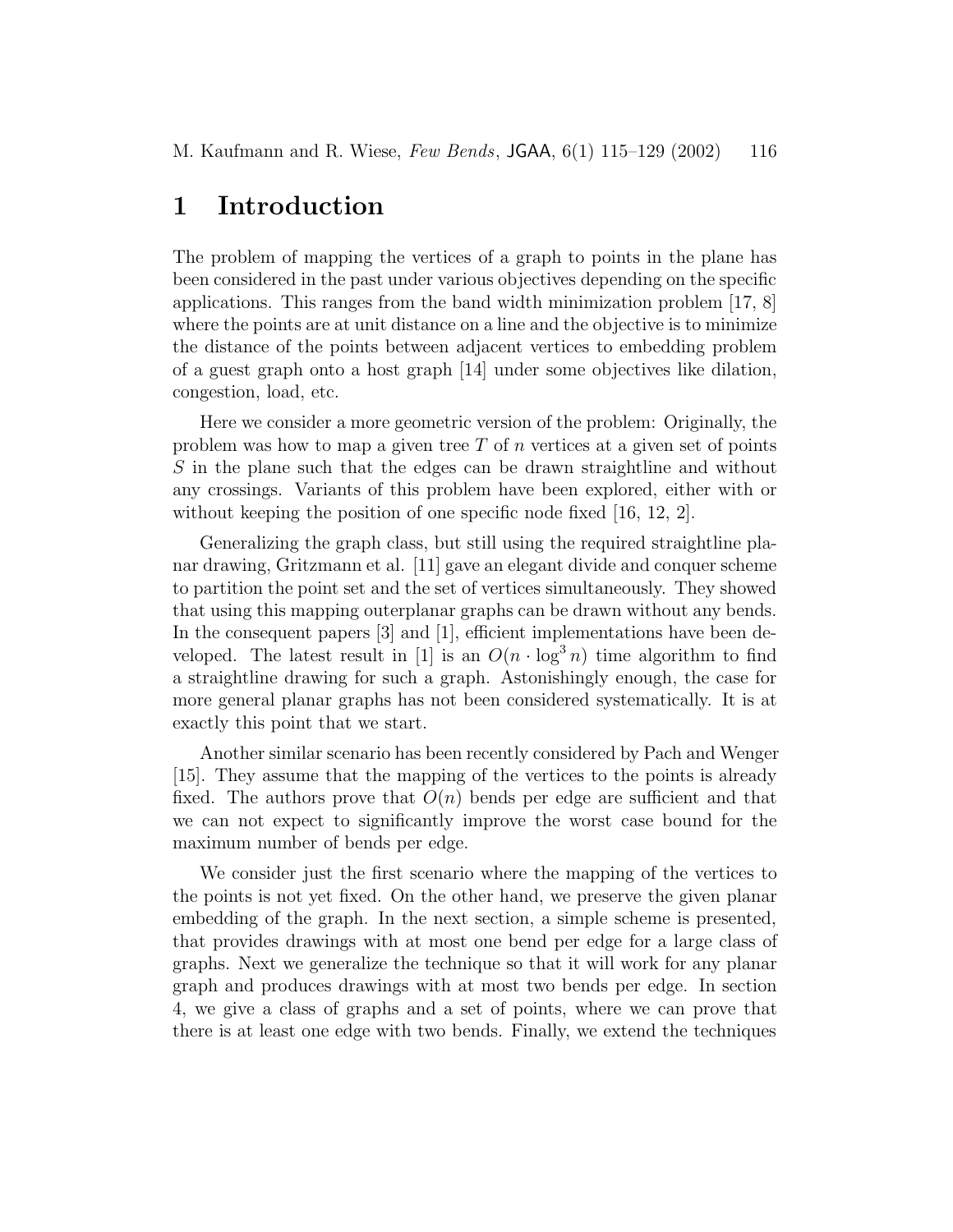# 1 Introduction

The problem of mapping the vertices of a graph to points in the plane has been considered in the past under various objectives depending on the specific applications. This ranges from the band width minimization problem [17, 8] where the points are at unit distance on a line and the objective is to minimize the distance of the points between adjacent vertices to embedding problem of a guest graph onto a host graph [14] under some objectives like dilation, congestion, load, etc.

Here we consider a more geometric version of the problem: Originally, the problem was how to map a given tree $T$ of $n$ vertices at a given set of points $S$ in the plane such that the edges can be drawn straightline and without any crossings. Variants of this problem have been explored, either with or without keeping the position of one specific node fixed [16, 12, 2].

Generalizing the graph class, but still using the required straightline planar drawing, Gritzmann et al. [11] gave an elegant divide and conquer scheme to partition the point set and the set of vertices simultaneously. They showed that using this mapping outerplanar graphs can be drawn without any bends. In the consequent papers [3] and [1], efficient implementations have been developed. The latest result in [1] is an $O(n \cdot \log^3 n)$ time algorithm to find a straightline drawing for such a graph. Astonishingly enough, the case for more general planar graphs has not been considered systematically. It is at exactly this point that we start.

Another similar scenario has been recently considered by Pach and Wenger [15]. They assume that the mapping of the vertices to the points is already fixed. The authors prove that $O(n)$ bends per edge are sufficient and that we can not expect to significantly improve the worst case bound for the maximum number of bends per edge.

We consider just the first scenario where the mapping of the vertices to the points is not yet fixed. On the other hand, we preserve the given planar embedding of the graph. In the next section, a simple scheme is presented, that provides drawings with at most one bend per edge for a large class of graphs. Next we generalize the technique so that it will work for any planar graph and produces drawings with at most two bends per edge. In section 4, we give a class of graphs and a set of points, where we can prove that there is at least one edge with two bends. Finally, we extend the techniques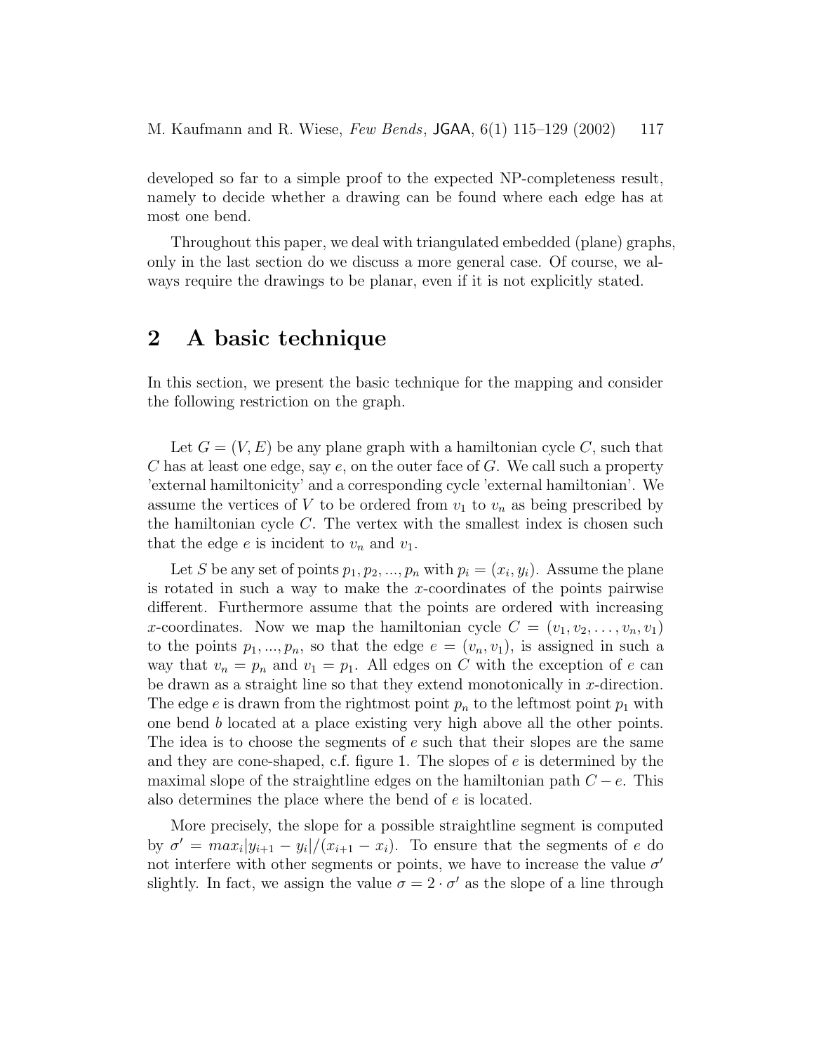developed so far to a simple proof to the expected NP-completeness result, namely to decide whether a drawing can be found where each edge has at most one bend.

Throughout this paper, we deal with triangulated embedded (plane) graphs, only in the last section do we discuss a more general case. Of course, we always require the drawings to be planar, even if it is not explicitly stated.

## 2 A basic technique

In this section, we present the basic technique for the mapping and consider the following restriction on the graph.

Let $G = (V, E)$ be any plane graph with a hamiltonian cycle $C$, such that $C$ has at least one edge, say $e$, on the outer face of $G$. We call such a property 'external hamiltonicity' and a corresponding cycle 'external hamiltonian'. We assume the vertices of $V$ to be ordered from $v_1$ to $v_n$ as being prescribed by the hamiltonian cycle $C$. The vertex with the smallest index is chosen such that the edge $e$ is incident to $v_n$ and $v_1$.

Let $S$ be any set of points $p_1, p_2, ..., p_n$ with $p_i = (x_i, y_i)$. Assume the plane is rotated in such a way to make the $x$-coordinates of the points pairwise different. Furthermore assume that the points are ordered with increasing $x$-coordinates. Now we map the hamiltonian cycle $C = (v_1, v_2, \ldots, v_n, v_1)$ to the points $p_1, ..., p_n$, so that the edge $e = (v_n, v_1)$, is assigned in such a way that $v_n = p_n$ and $v_1 = p_1$. All edges on $C$ with the exception of $e$ can be drawn as a straight line so that they extend monotonically in $x$-direction. The edge $e$ is drawn from the rightmost point $p_n$ to the leftmost point $p_1$ with one bend $b$ located at a place existing very high above all the other points. The idea is to choose the segments of $e$ such that their slopes are the same and they are cone-shaped, c.f. figure 1. The slopes of $e$ is determined by the maximal slope of the straightline edges on the hamiltonian path $C - e$. This also determines the place where the bend of $e$ is located.

More precisely, the slope for a possible straightline segment is computed by $\sigma' = max_i|y_{i+1} - y_i|/(x_{i+1} - x_i)$. To ensure that the segments of $e$ do not interfere with other segments or points, we have to increase the value $\sigma'$ slightly. In fact, we assign the value $\sigma = 2 \cdot \sigma'$ as the slope of a line through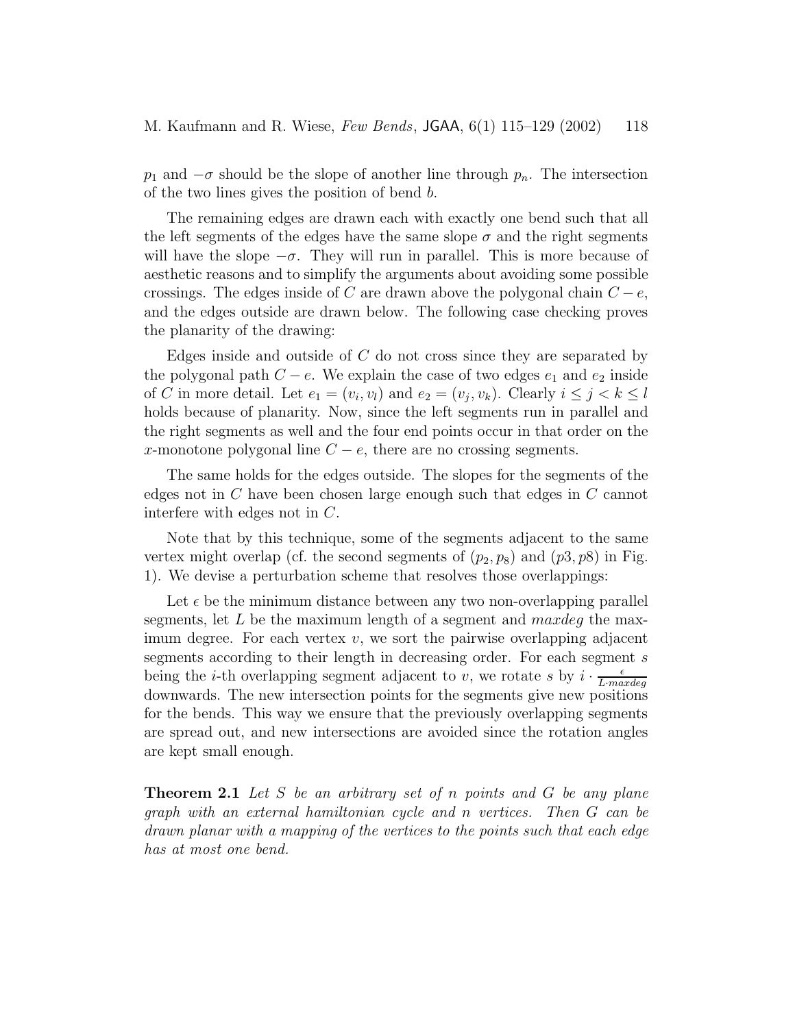$p_1$ and $-\sigma$ should be the slope of another line through $p_n$. The intersection of the two lines gives the position of bend $b$.

The remaining edges are drawn each with exactly one bend such that all the left segments of the edges have the same slope $\sigma$ and the right segments will have the slope $-\sigma$. They will run in parallel. This is more because of aesthetic reasons and to simplify the arguments about avoiding some possible crossings. The edges inside of $C$ are drawn above the polygonal chain $C - e$, and the edges outside are drawn below. The following case checking proves the planarity of the drawing:

Edges inside and outside of $C$ do not cross since they are separated by the polygonal path $C - e$. We explain the case of two edges $e_1$ and $e_2$ inside of $C$ in more detail. Let $e_1 = (v_i, v_l)$ and $e_2 = (v_j, v_k)$. Clearly $i \leq j < k \leq l$ holds because of planarity. Now, since the left segments run in parallel and the right segments as well and the four end points occur in that order on the $x$-monotone polygonal line $C - e$, there are no crossing segments.

The same holds for the edges outside. The slopes for the segments of the edges not in $C$ have been chosen large enough such that edges in $C$ cannot interfere with edges not in $C$.

Note that by this technique, some of the segments adjacent to the same vertex might overlap (cf. the second segments of $(p_2, p_8)$ and $(p3, p8)$ in Fig. 1). We devise a perturbation scheme that resolves those overlappings:

Let $\epsilon$ be the minimum distance between any two non-overlapping parallel segments, let $L$ be the maximum length of a segment and $maxdeg$ the maximum degree. For each vertex $v$, we sort the pairwise overlapping adjacent segments according to their length in decreasing order. For each segment $s$ being the $i$-th overlapping segment adjacent to $v$, we rotate $s$ by $i \cdot \frac{\epsilon}{L \cdot maxdeg}$ downwards. The new intersection points for the segments give new positions for the bends. This way we ensure that the previously overlapping segments are spread out, and new intersections are avoided since the rotation angles are kept small enough.

**Theorem 2.1** *Let $S$ be an arbitrary set of $n$ points and $G$ be any plane graph with an external hamiltonian cycle and $n$ vertices. Then $G$ can be drawn planar with a mapping of the vertices to the points such that each edge has at most one bend.*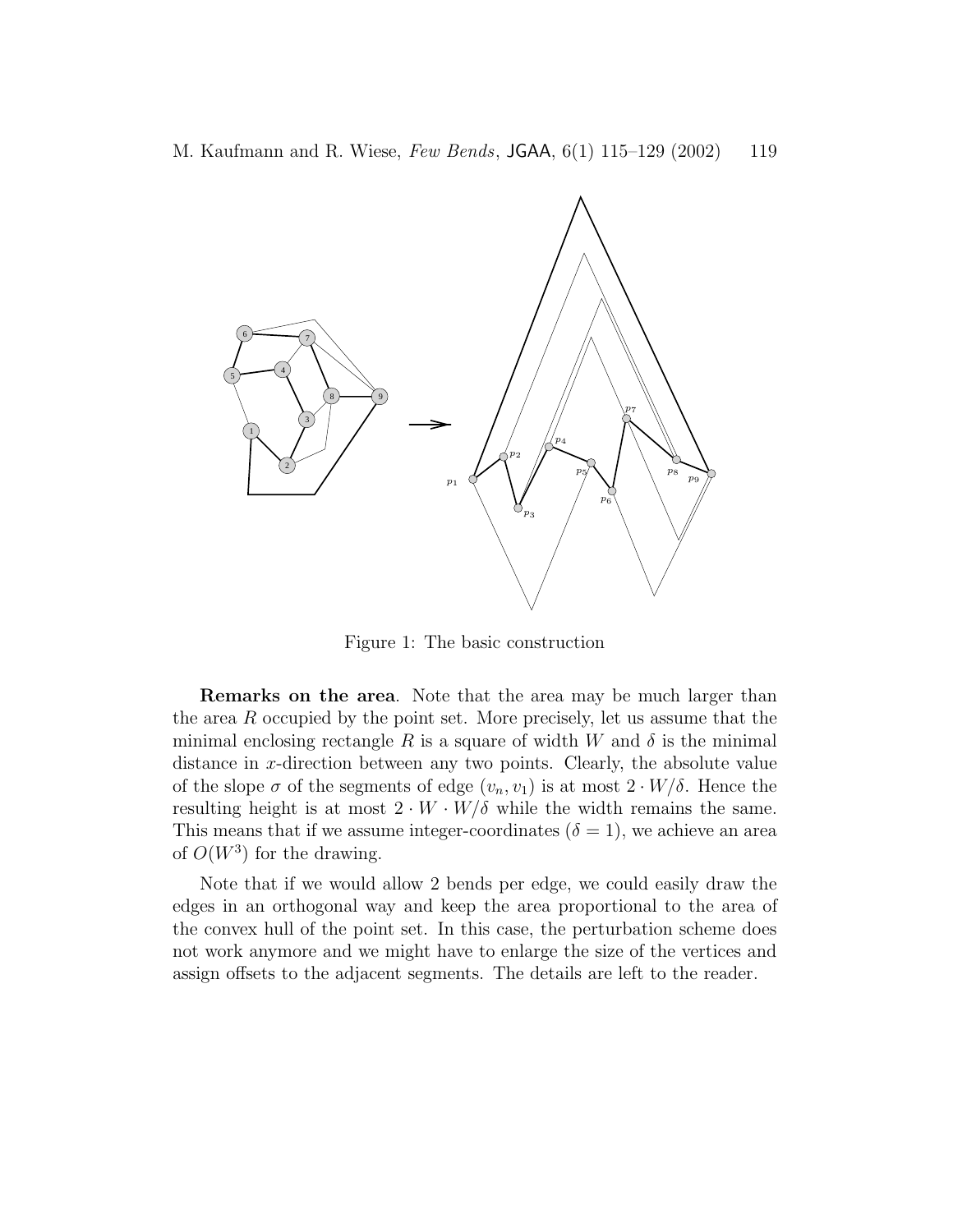Figure 1: The basic construction

**Remarks on the area**. Note that the area may be much larger than the area $R$ occupied by the point set. More precisely, let us assume that the minimal enclosing rectangle $R$ is a square of width $W$ and $\delta$ is the minimal distance in $x$-direction between any two points. Clearly, the absolute value of the slope $\sigma$ of the segments of edge $(v_n, v_1)$ is at most $2 \cdot W/\delta$. Hence the resulting height is at most $2 \cdot W \cdot W/\delta$ while the width remains the same. This means that if we assume integer-coordinates ($\delta = 1$), we achieve an area of $O(W^3)$ for the drawing.

Note that if we would allow 2 bends per edge, we could easily draw the edges in an orthogonal way and keep the area proportional to the area of the convex hull of the point set. In this case, the perturbation scheme does not work anymore and we might have to enlarge the size of the vertices and assign offsets to the adjacent segments. The details are left to the reader.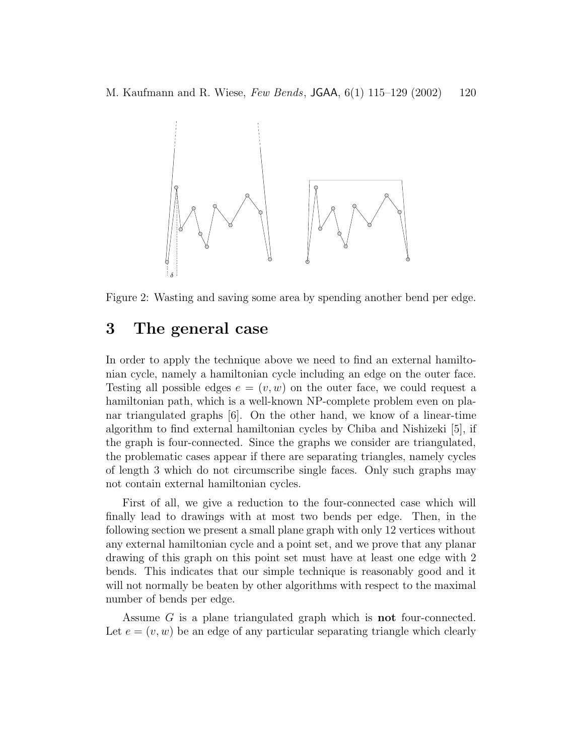Figure 2: Wasting and saving some area by spending another bend per edge.

# 3 The general case

In order to apply the technique above we need to find an external hamiltonian cycle, namely a hamiltonian cycle including an edge on the outer face. Testing all possible edges $e = (v, w)$ on the outer face, we could request a hamiltonian path, which is a well-known NP-complete problem even on planar triangulated graphs [6]. On the other hand, we know of a linear-time algorithm to find external hamiltonian cycles by Chiba and Nishizeki [5], if the graph is four-connected. Since the graphs we consider are triangulated, the problematic cases appear if there are separating triangles, namely cycles of length 3 which do not circumscribe single faces. Only such graphs may not contain external hamiltonian cycles.

First of all, we give a reduction to the four-connected case which will finally lead to drawings with at most two bends per edge. Then, in the following section we present a small plane graph with only 12 vertices without any external hamiltonian cycle and a point set, and we prove that any planar drawing of this graph on this point set must have at least one edge with 2 bends. This indicates that our simple technique is reasonably good and it will not normally be beaten by other algorithms with respect to the maximal number of bends per edge.

Assume $G$ is a plane triangulated graph which is **not** four-connected. Let $e = (v, w)$ be an edge of any particular separating triangle which clearly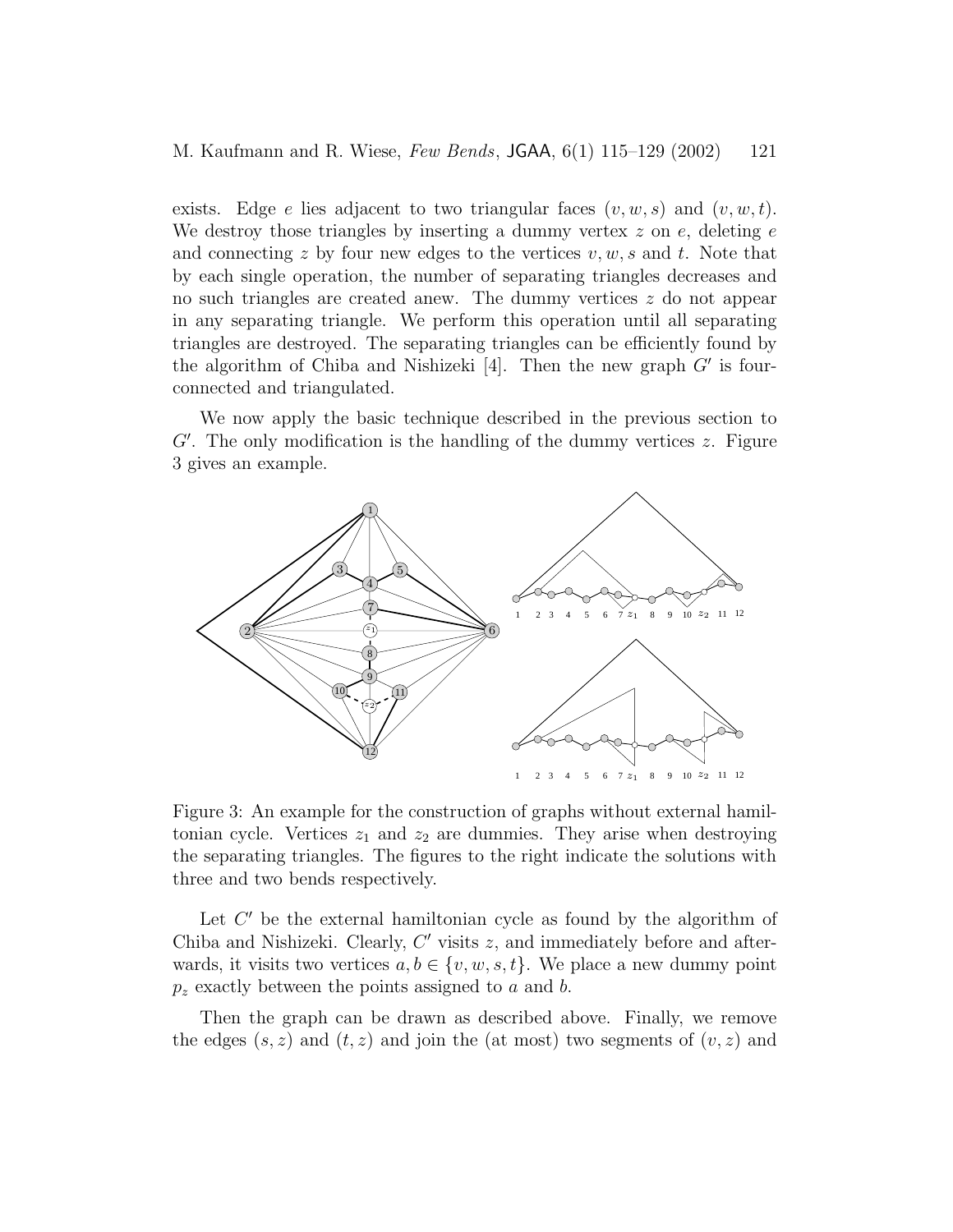exists. Edge $e$ lies adjacent to two triangular faces $(v, w, s)$ and $(v, w, t)$. We destroy those triangles by inserting a dummy vertex $z$ on $e$, deleting $e$ and connecting $z$ by four new edges to the vertices $v, w, s$ and $t$. Note that by each single operation, the number of separating triangles decreases and no such triangles are created anew. The dummy vertices $z$ do not appear in any separating triangle. We perform this operation until all separating triangles are destroyed. The separating triangles can be efficiently found by the algorithm of Chiba and Nishizeki [4]. Then the new graph $G'$ is four-connected and triangulated.

We now apply the basic technique described in the previous section to $G'$. The only modification is the handling of the dummy vertices $z$. Figure 3 gives an example.

Figure 3: An example for the construction of graphs without external hamiltonian cycle. Vertices $z_1$ and $z_2$ are dummies. They arise when destroying the separating triangles. The figures to the right indicate the solutions with three and two bends respectively.

Let $C'$ be the external hamiltonian cycle as found by the algorithm of Chiba and Nishizeki. Clearly, $C'$ visits $z$, and immediately before and afterwards, it visits two vertices $a, b \in \{v, w, s, t\}$. We place a new dummy point $p_z$ exactly between the points assigned to $a$ and $b$.

Then the graph can be drawn as described above. Finally, we remove the edges $(s, z)$ and $(t, z)$ and join the (at most) two segments of $(v, z)$ and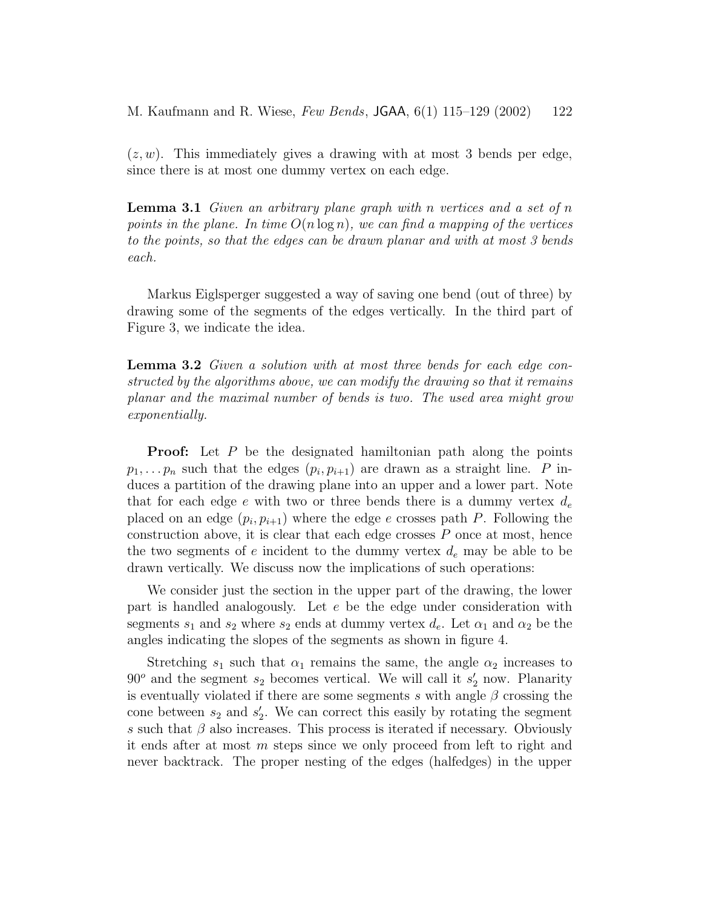$(z, w)$. This immediately gives a drawing with at most 3 bends per edge, since there is at most one dummy vertex on each edge.

**Lemma 3.1** *Given an arbitrary plane graph with $n$ vertices and a set of $n$ points in the plane. In time $O(n \log n)$, we can find a mapping of the vertices to the points, so that the edges can be drawn planar and with at most 3 bends each.*

Markus Eiglsperger suggested a way of saving one bend (out of three) by drawing some of the segments of the edges vertically. In the third part of Figure 3, we indicate the idea.

**Lemma 3.2** *Given a solution with at most three bends for each edge constructed by the algorithms above, we can modify the drawing so that it remains planar and the maximal number of bends is two. The used area might grow exponentially.*

**Proof:** Let $P$ be the designated hamiltonian path along the points $p_1, \ldots p_n$ such that the edges $(p_i, p_{i+1})$ are drawn as a straight line. $P$ induces a partition of the drawing plane into an upper and a lower part. Note that for each edge $e$ with two or three bends there is a dummy vertex $d_e$ placed on an edge $(p_i, p_{i+1})$ where the edge $e$ crosses path $P$. Following the construction above, it is clear that each edge crosses $P$ once at most, hence the two segments of $e$ incident to the dummy vertex $d_e$ may be able to be drawn vertically. We discuss now the implications of such operations:

We consider just the section in the upper part of the drawing, the lower part is handled analogously. Let $e$ be the edge under consideration with segments $s_1$ and $s_2$ where $s_2$ ends at dummy vertex $d_e$. Let $\alpha_1$ and $\alpha_2$ be the angles indicating the slopes of the segments as shown in figure 4.

Stretching $s_1$ such that $\alpha_1$ remains the same, the angle $\alpha_2$ increases to $90^o$ and the segment $s_2$ becomes vertical. We will call it $s_2'$ now. Planarity is eventually violated if there are some segments $s$ with angle $\beta$ crossing the cone between $s_2$ and $s_2'$. We can correct this easily by rotating the segment $s$ such that $\beta$ also increases. This process is iterated if necessary. Obviously it ends after at most $m$ steps since we only proceed from left to right and never backtrack. The proper nesting of the edges (halfedges) in the upper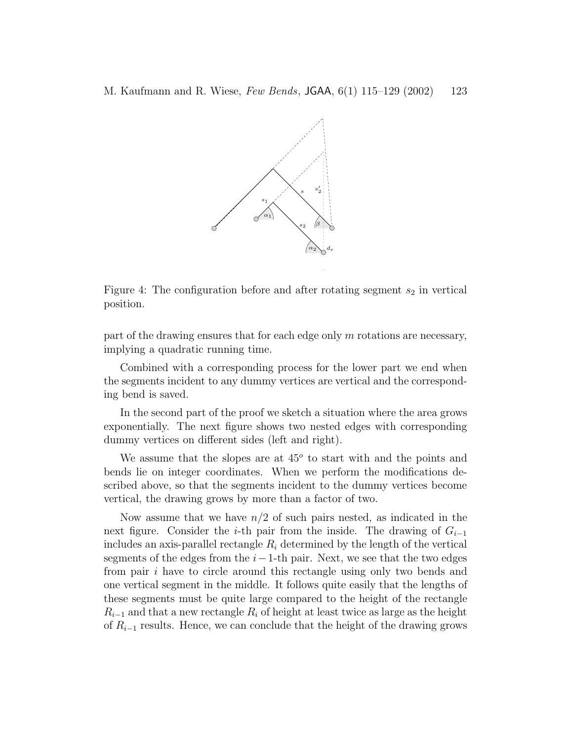Figure 4: The configuration before and after rotating segment $s_2$ in vertical position.

part of the drawing ensures that for each edge only $m$ rotations are necessary, implying a quadratic running time.

Combined with a corresponding process for the lower part we end when the segments incident to any dummy vertices are vertical and the corresponding bend is saved.

In the second part of the proof we sketch a situation where the area grows exponentially. The next figure shows two nested edges with corresponding dummy vertices on different sides (left and right).

We assume that the slopes are at $45^o$ to start with and the points and bends lie on integer coordinates. When we perform the modifications described above, so that the segments incident to the dummy vertices become vertical, the drawing grows by more than a factor of two.

Now assume that we have $n/2$ of such pairs nested, as indicated in the next figure. Consider the $i$-th pair from the inside. The drawing of $G_{i-1}$ includes an axis-parallel rectangle $R_i$ determined by the length of the vertical segments of the edges from the $i-1$-th pair. Next, we see that the two edges from pair $i$ have to circle around this rectangle using only two bends and one vertical segment in the middle. It follows quite easily that the lengths of these segments must be quite large compared to the height of the rectangle $R_{i-1}$ and that a new rectangle $R_i$ of height at least twice as large as the height of $R_{i-1}$ results. Hence, we can conclude that the height of the drawing grows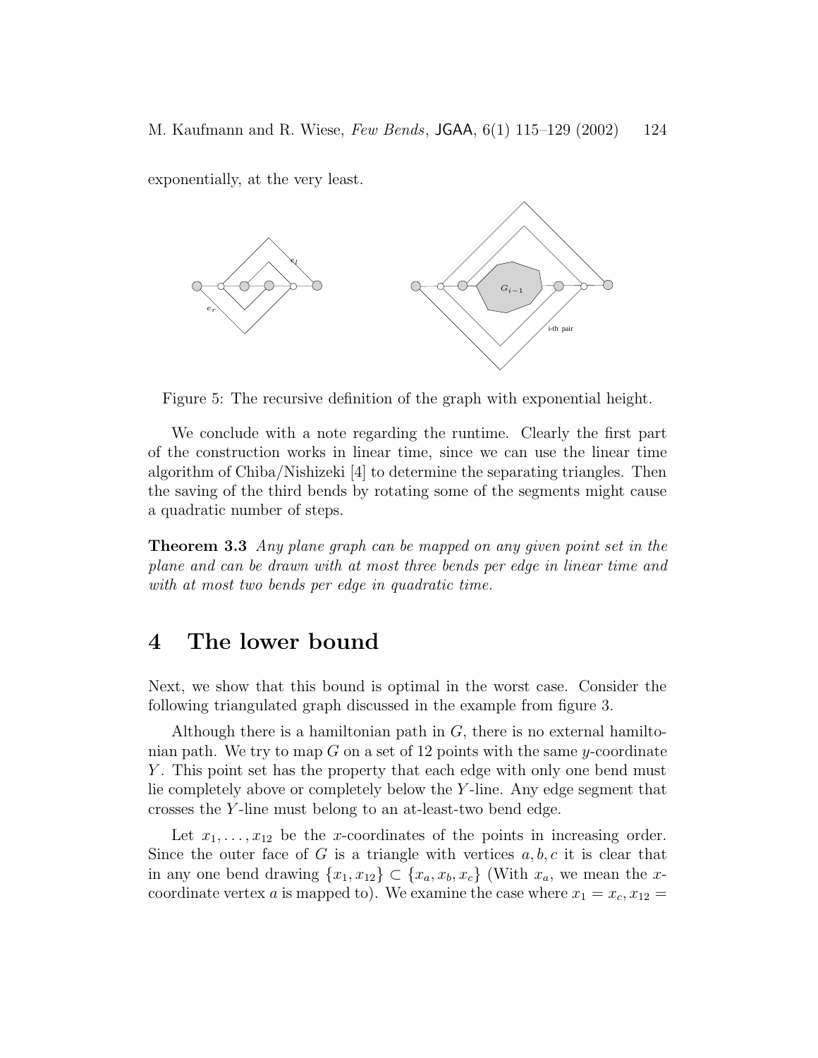exponentially, at the very least.

Figure 5: The recursive definition of the graph with exponential height.

We conclude with a note regarding the runtime. Clearly the first part of the construction works in linear time, since we can use the linear time algorithm of Chiba/Nishizeki [4] to determine the separating triangles. Then the saving of the third bends by rotating some of the segments might cause a quadratic number of steps.

**Theorem 3.3** *Any plane graph can be mapped on any given point set in the plane and can be drawn with at most three bends per edge in linear time and with at most two bends per edge in quadratic time.*

# 4 The lower bound

Next, we show that this bound is optimal in the worst case. Consider the following triangulated graph discussed in the example from figure 3.

Although there is a hamiltonian path in $G$, there is no external hamiltonian path. We try to map $G$ on a set of 12 points with the same $y$-coordinate $Y$. This point set has the property that each edge with only one bend must lie completely above or completely below the $Y$-line. Any edge segment that crosses the $Y$-line must belong to an at-least-two bend edge.

Let $x_1, \ldots, x_{12}$ be the $x$-coordinates of the points in increasing order. Since the outer face of $G$ is a triangle with vertices $a, b, c$ it is clear that in any one bend drawing $\{x_1, x_{12}\} \subset \{x_a, x_b, x_c\}$ (With $x_a$, we mean the $x$-coordinate vertex $a$ is mapped to). We examine the case where $x_1 = x_c, x_{12} =$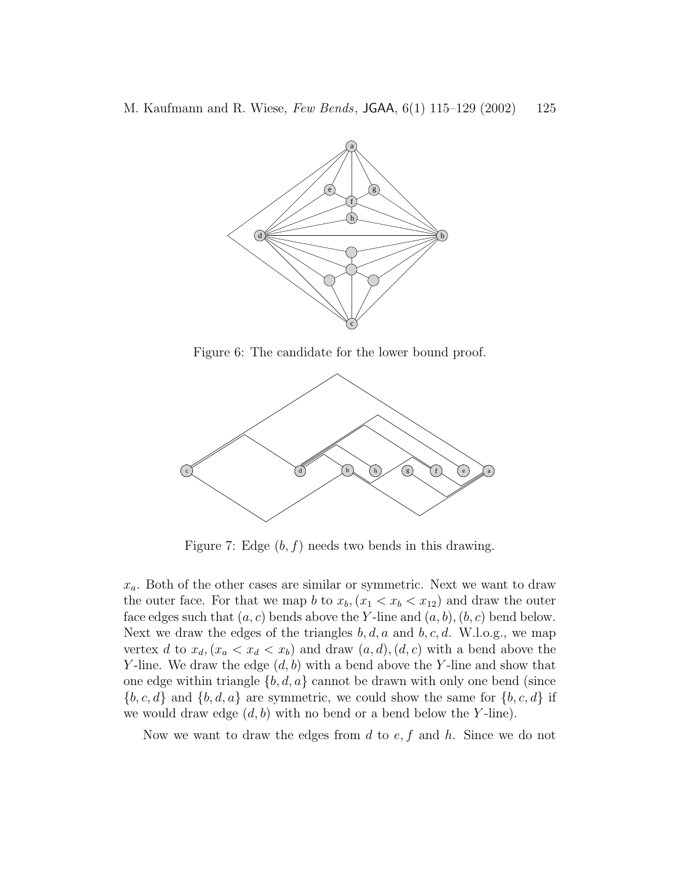Figure 6: The candidate for the lower bound proof.

Figure 7: Edge $(b, f)$ needs two bends in this drawing.

$x_a$. Both of the other cases are similar or symmetric. Next we want to draw the outer face. For that we map $b$ to $x_b, (x_1 < x_b < x_{12})$ and draw the outer face edges such that $(a, c)$ bends above the $Y$-line and $(a, b), (b, c)$ bend below. Next we draw the edges of the triangles $b, d, a$ and $b, c, d$. W.l.o.g., we map vertex $d$ to $x_d, (x_a < x_d < x_b)$ and draw $(a, d), (d, c)$ with a bend above the $Y$-line. We draw the edge $(d, b)$ with a bend above the $Y$-line and show that one edge within triangle $\{b, d, a\}$ cannot be drawn with only one bend (since $\{b, c, d\}$ and $\{b, d, a\}$ are symmetric, we could show the same for $\{b, c, d\}$ if we would draw edge $(d, b)$ with no bend or a bend below the $Y$-line).

Now we want to draw the edges from $d$ to $e, f$ and $h$. Since we do not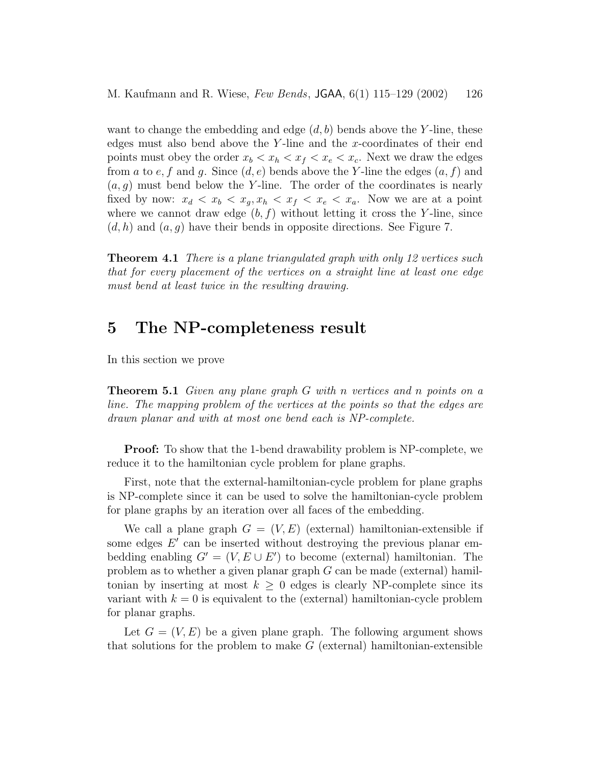want to change the embedding and edge $(d, b)$ bends above the $Y$-line, these edges must also bend above the $Y$-line and the $x$-coordinates of their end points must obey the order $x_b < x_h < x_f < x_e < x_c$. Next we draw the edges from $a$ to $e$, $f$ and $g$. Since $(d, e)$ bends above the $Y$-line the edges $(a, f)$ and $(a, g)$ must bend below the $Y$-line. The order of the coordinates is nearly fixed by now: $x_d < x_b < x_g, x_h < x_f < x_e < x_a$. Now we are at a point where we cannot draw edge $(b, f)$ without letting it cross the $Y$-line, since $(d, h)$ and $(a, g)$ have their bends in opposite directions. See Figure 7.

**Theorem 4.1** *There is a plane triangulated graph with only 12 vertices such that for every placement of the vertices on a straight line at least one edge must bend at least twice in the resulting drawing.*

# 5 The NP-completeness result

In this section we prove

**Theorem 5.1** *Given any plane graph $G$ with $n$ vertices and $n$ points on a line. The mapping problem of the vertices at the points so that the edges are drawn planar and with at most one bend each is NP-complete.*

**Proof:** To show that the 1-bend drawability problem is NP-complete, we reduce it to the hamiltonian cycle problem for plane graphs.

First, note that the external-hamiltonian-cycle problem for plane graphs is NP-complete since it can be used to solve the hamiltonian-cycle problem for plane graphs by an iteration over all faces of the embedding.

We call a plane graph $G = (V, E)$ (external) hamiltonian-extensible if some edges $E'$ can be inserted without destroying the previous planar embedding enabling $G' = (V, E \cup E')$ to become (external) hamiltonian. The problem as to whether a given planar graph $G$ can be made (external) hamiltonian by inserting at most $k \geq 0$ edges is clearly NP-complete since its variant with $k = 0$ is equivalent to the (external) hamiltonian-cycle problem for planar graphs.

Let $G = (V, E)$ be a given plane graph. The following argument shows that solutions for the problem to make $G$ (external) hamiltonian-extensible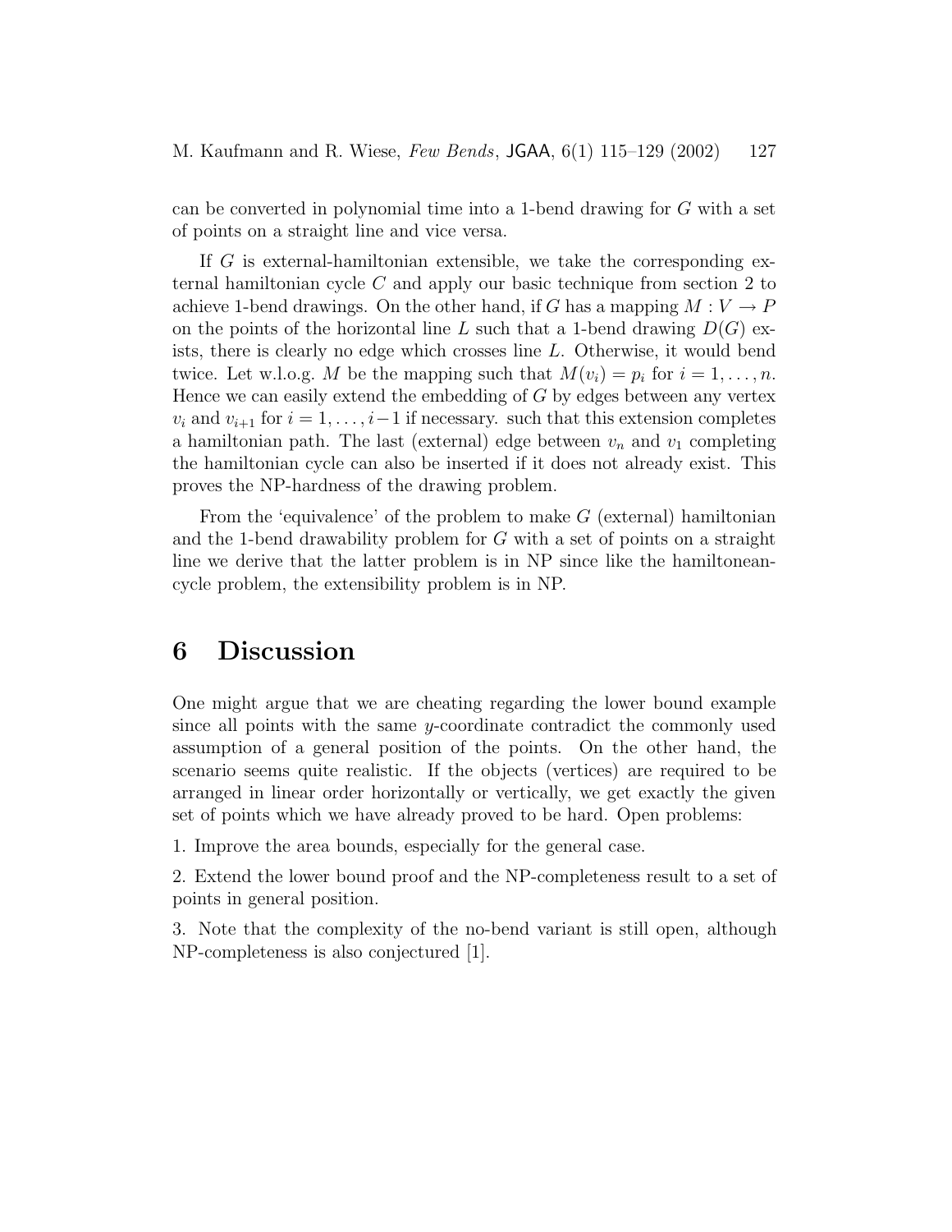can be converted in polynomial time into a 1-bend drawing for $G$ with a set of points on a straight line and vice versa.

If $G$ is external-hamiltonian extensible, we take the corresponding external hamiltonian cycle $C$ and apply our basic technique from section 2 to achieve 1-bend drawings. On the other hand, if $G$ has a mapping $M : V \to P$ on the points of the horizontal line $L$ such that a 1-bend drawing $D(G)$ exists, there is clearly no edge which crosses line $L$. Otherwise, it would bend twice. Let w.l.o.g. $M$ be the mapping such that $M(v_i) = p_i$ for $i = 1, \ldots, n$. Hence we can easily extend the embedding of $G$ by edges between any vertex $v_i$ and $v_{i+1}$ for $i = 1, \ldots, i-1$ if necessary. such that this extension completes a hamiltonian path. The last (external) edge between $v_n$ and $v_1$ completing the hamiltonian cycle can also be inserted if it does not already exist. This proves the NP-hardness of the drawing problem.

From the 'equivalence' of the problem to make $G$ (external) hamiltonian and the 1-bend drawability problem for $G$ with a set of points on a straight line we derive that the latter problem is in NP since like the hamiltonean-cycle problem, the extensibility problem is in NP.

# 6 Discussion

One might argue that we are cheating regarding the lower bound example since all points with the same $y$-coordinate contradict the commonly used assumption of a general position of the points. On the other hand, the scenario seems quite realistic. If the objects (vertices) are required to be arranged in linear order horizontally or vertically, we get exactly the given set of points which we have already proved to be hard. Open problems:

1. Improve the area bounds, especially for the general case.

2. Extend the lower bound proof and the NP-completeness result to a set of points in general position.

3. Note that the complexity of the no-bend variant is still open, although NP-completeness is also conjectured [1].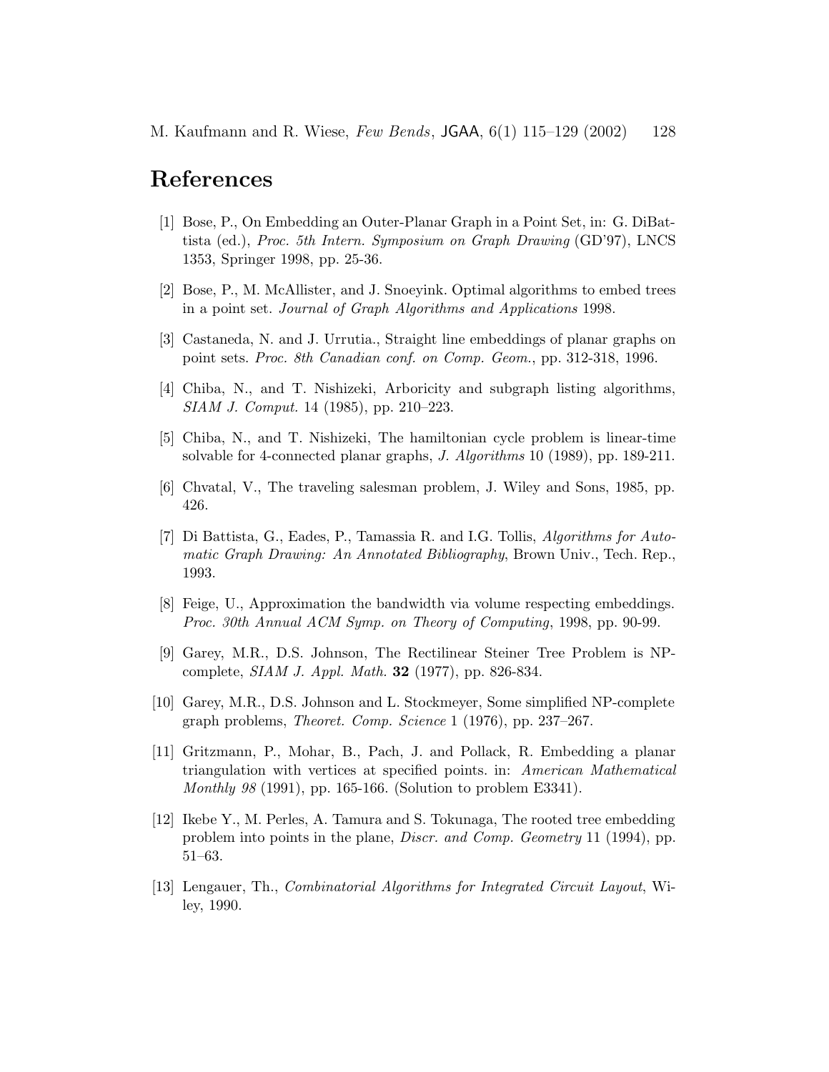# References

[1] Bose, P., On Embedding an Outer-Planar Graph in a Point Set, in: G. DiBattista (ed.), *Proc. 5th Intern. Symposium on Graph Drawing* (GD'97), LNCS 1353, Springer 1998, pp. 25-36.

[2] Bose, P., M. McAllister, and J. Snoeyink. Optimal algorithms to embed trees in a point set. *Journal of Graph Algorithms and Applications* 1998.

[3] Castaneda, N. and J. Urrutia., Straight line embeddings of planar graphs on point sets. *Proc. 8th Canadian conf. on Comp. Geom.*, pp. 312-318, 1996.

[4] Chiba, N., and T. Nishizeki, Arboricity and subgraph listing algorithms, *SIAM J. Comput.* 14 (1985), pp. 210–223.

[5] Chiba, N., and T. Nishizeki, The hamiltonian cycle problem is linear-time solvable for 4-connected planar graphs, *J. Algorithms* 10 (1989), pp. 189-211.

[6] Chvatal, V., The traveling salesman problem, J. Wiley and Sons, 1985, pp. 426.

[7] Di Battista, G., Eades, P., Tamassia R. and I.G. Tollis, *Algorithms for Automatic Graph Drawing: An Annotated Bibliography*, Brown Univ., Tech. Rep., 1993.

[8] Feige, U., Approximation the bandwidth via volume respecting embeddings. *Proc. 30th Annual ACM Symp. on Theory of Computing*, 1998, pp. 90-99.

[9] Garey, M.R., D.S. Johnson, The Rectilinear Steiner Tree Problem is NP-complete, *SIAM J. Appl. Math.* **32** (1977), pp. 826-834.

[10] Garey, M.R., D.S. Johnson and L. Stockmeyer, Some simplified NP-complete graph problems, *Theoret. Comp. Science* 1 (1976), pp. 237–267.

[11] Gritzmann, P., Mohar, B., Pach, J. and Pollack, R. Embedding a planar triangulation with vertices at specified points. in: *American Mathematical Monthly 98* (1991), pp. 165-166. (Solution to problem E3341).

[12] Ikebe Y., M. Perles, A. Tamura and S. Tokunaga, The rooted tree embedding problem into points in the plane, *Discr. and Comp. Geometry* 11 (1994), pp. 51–63.

[13] Lengauer, Th., *Combinatorial Algorithms for Integrated Circuit Layout*, Wiley, 1990.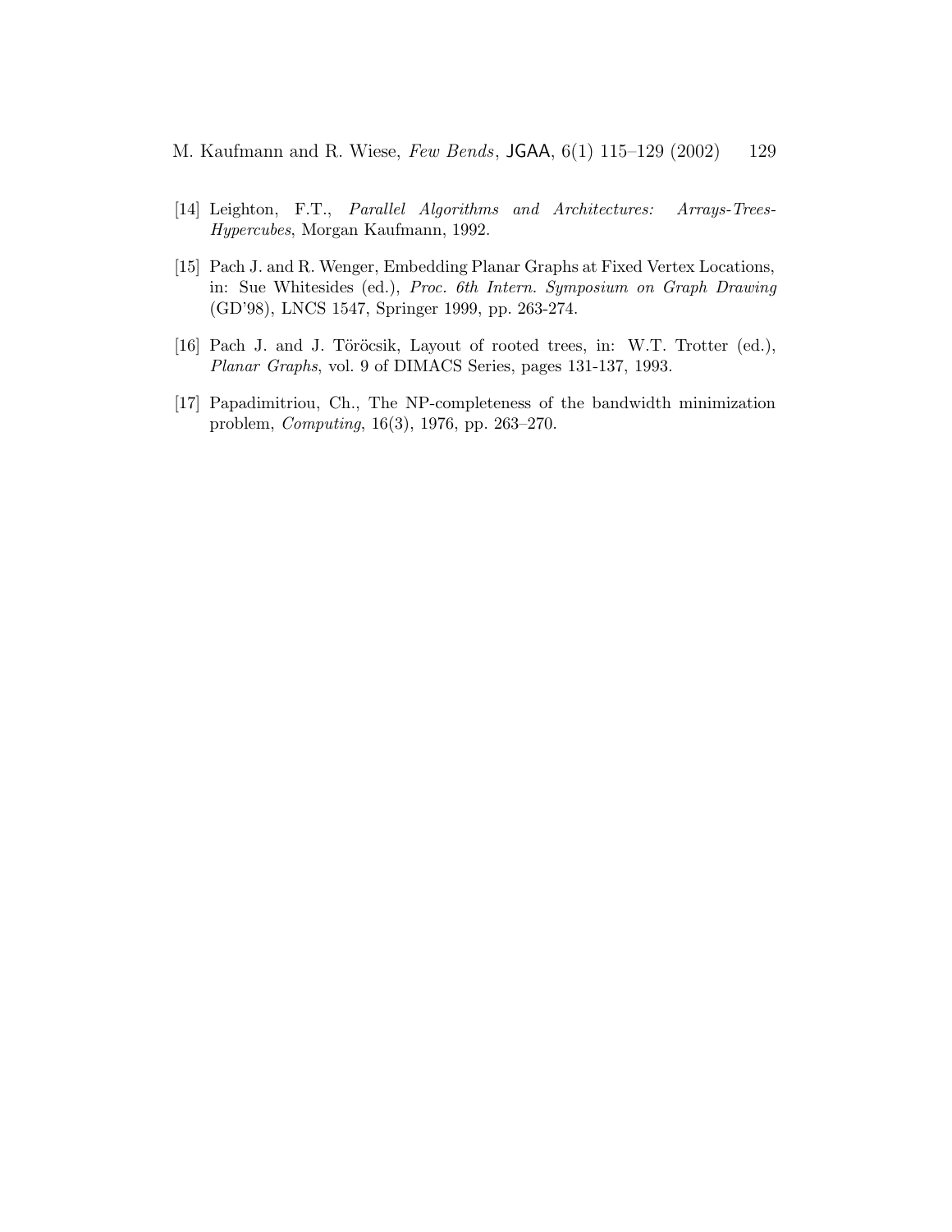[14] Leighton, F.T., *Parallel Algorithms and Architectures: Arrays-Trees-Hypercubes*, Morgan Kaufmann, 1992.

[15] Pach J. and R. Wenger, Embedding Planar Graphs at Fixed Vertex Locations, in: Sue Whitesides (ed.), *Proc. 6th Intern. Symposium on Graph Drawing* (GD'98), LNCS 1547, Springer 1999, pp. 263-274.

[16] Pach J. and J. Töröcsik, Layout of rooted trees, in: W.T. Trotter (ed.), *Planar Graphs*, vol. 9 of DIMACS Series, pages 131-137, 1993.

[17] Papadimitriou, Ch., The NP-completeness of the bandwidth minimization problem, *Computing*, 16(3), 1976, pp. 263–270.